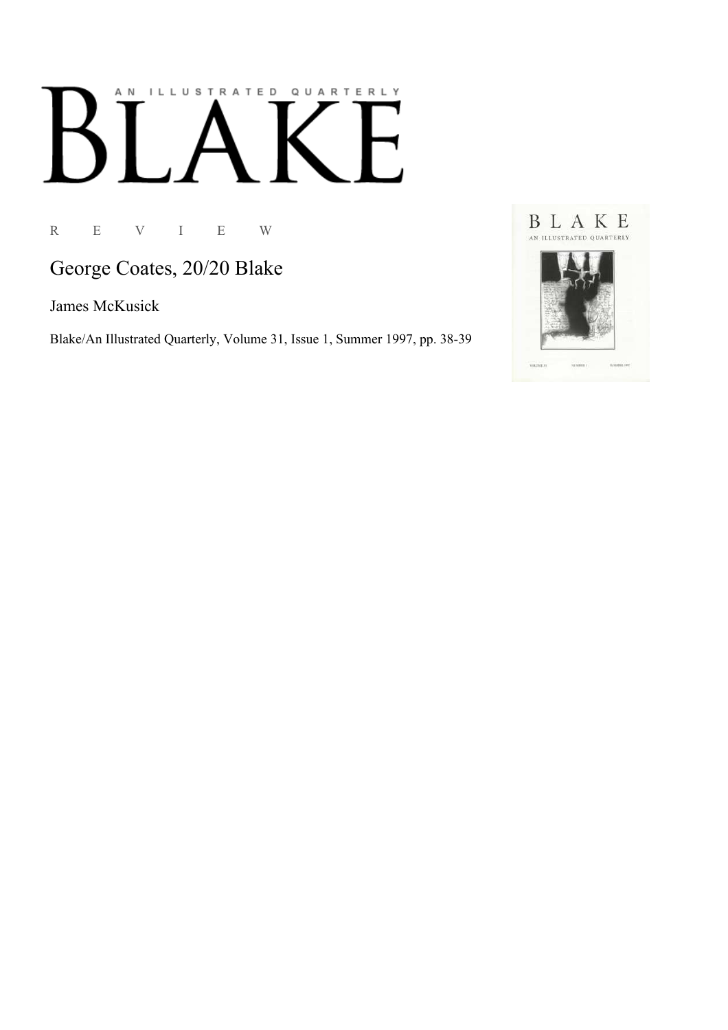AN ILLUSTRATED QUARTERLY

# BLAKE

R E V I E W

## George Coates, 20/20 Blake

James McKusick

Blake/An Illustrated Quarterly, Volume 31, Issue 1, Summer 1997, pp. 38-39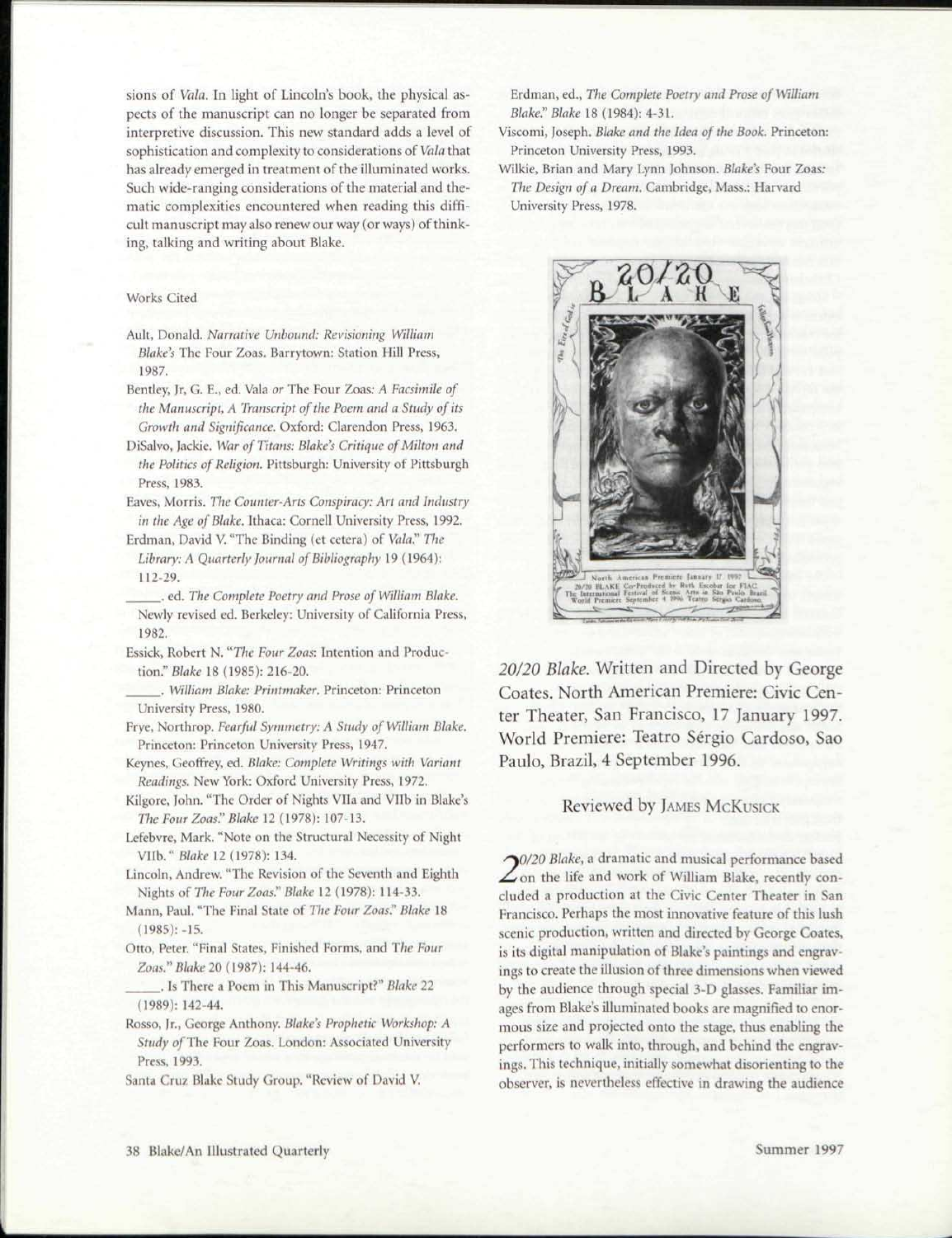sions of *Vala*. In light of Lincoln's book, the physical aspects of the manuscript can no longer be separated from interpretive discussion. This new standard adds a level of sophistication and complexity to considerations of *Vala* that has already emerged in treatment of the illuminated works. Such wide-ranging considerations of the material and thematic complexities encountered when reading this difficult manuscript may also renew our way (or ways) of thinking, talking and writing about Blake.

Works Cited

Ault, Donald. *Narrative Unbound: Revisioning William Blake's* The Four Zoas. Barrytown: Station Hill Press, 1987.

Bentley, Jr, G. E., ed. Vala *or* The Four Zoas: *A Facsimile of the Manuscript, A Transcript of the Poem and a Study of its Growth and Significance*. Oxford: Clarendon Press, 1963.

DiSalvo, Jackie. *War of Titans: Blake's Critique of Milton and the Politics of Religion*. Pittsburgh: University of Pittsburgh Press, 1983.

Eaves, Morris. *The Counter-Arts Conspiracy: Art and Industry in the Age of Blake*. Ithaca: Cornell University Press, 1992.

Erdman, David V. "The Binding (et cetera) of *Vala*." *The Library: A Quarterly Journal of Bibliography* 19 (1964): 112-29.

\_\_\_\_\_. ed. *The Complete Poetry and Prose of William Blake*. Newly revised ed. Berkeley: University of California Press, 1982.

Essick, Robert N. "*The Four Zoas*: Intention and Production." *Blake* 18 (1985): 216-20.

\_\_\_\_\_. *William Blake: Printmaker*. Princeton: Princeton University Press, 1980.

Frye, Northrop. *Fearful Symmetry: A Study of William Blake*. Princeton: Princeton University Press, 1947.

Keynes, Geoffrey, ed. *Blake: Complete Writings with Variant Readings*. New York: Oxford University Press, 1972.

Kilgore, John. "The Order of Nights VIIa and VIIb in Blake's *The Four Zoas*." *Blake* 12 (1978): 107-13.

Lefebvre, Mark. "Note on the Structural Necessity of Night VIIb." *Blake* 12 (1978): 134.

Lincoln, Andrew. "The Revision of the Seventh and Eighth Nights of *The Four Zoas*." *Blake* 12 (1978): 114-33.

Mann, Paul. "The Final State of *The Four Zoas*." *Blake* 18 (1985): -15.

Otto, Peter. "Final States, Finished Forms, and *The Four Zoas*." *Blake* 20 (1987): 144-46.

\_\_\_\_\_. Is There a Poem in This Manuscript?" *Blake* 22 (1989): 142-44.

Rosso, Jr., George Anthony. *Blake's Prophetic Workshop: A Study of* The Four Zoas. London: Associated University Press, 1993.

Santa Cruz Blake Study Group. "Review of David V. Erdman, ed., *The Complete Poetry and Prose of William Blake*." *Blake* 18 (1984): 4-31.

Viscomi, Joseph. *Blake and the Idea of the Book*. Princeton: Princeton University Press, 1993.

Wilkie, Brian and Mary Lynn Johnson. *Blake's* Four Zoas: *The Design of a Dream*. Cambridge, Mass.: Harvard University Press, 1978.

## *20/20 Blake*. Written and Directed by George Coates. North American Premiere: Civic Center Theater, San Francisco, 17 January 1997. World Premiere: Teatro Sérgio Cardoso, Sao Paulo, Brazil, 4 September 1996.

### Reviewed by James McKusick

*20/20 Blake*, a dramatic and musical performance based on the life and work of William Blake, recently concluded a production at the Civic Center Theater in San Francisco. Perhaps the most innovative feature of this lush scenic production, written and directed by George Coates, is its digital manipulation of Blake's paintings and engravings to create the illusion of three dimensions when viewed by the audience through special 3-D glasses. Familiar images from Blake's illuminated books are magnified to enormous size and projected onto the stage, thus enabling the performers to walk into, through, and behind the engravings. This technique, initially somewhat disorienting to the observer, is nevertheless effective in drawing the audience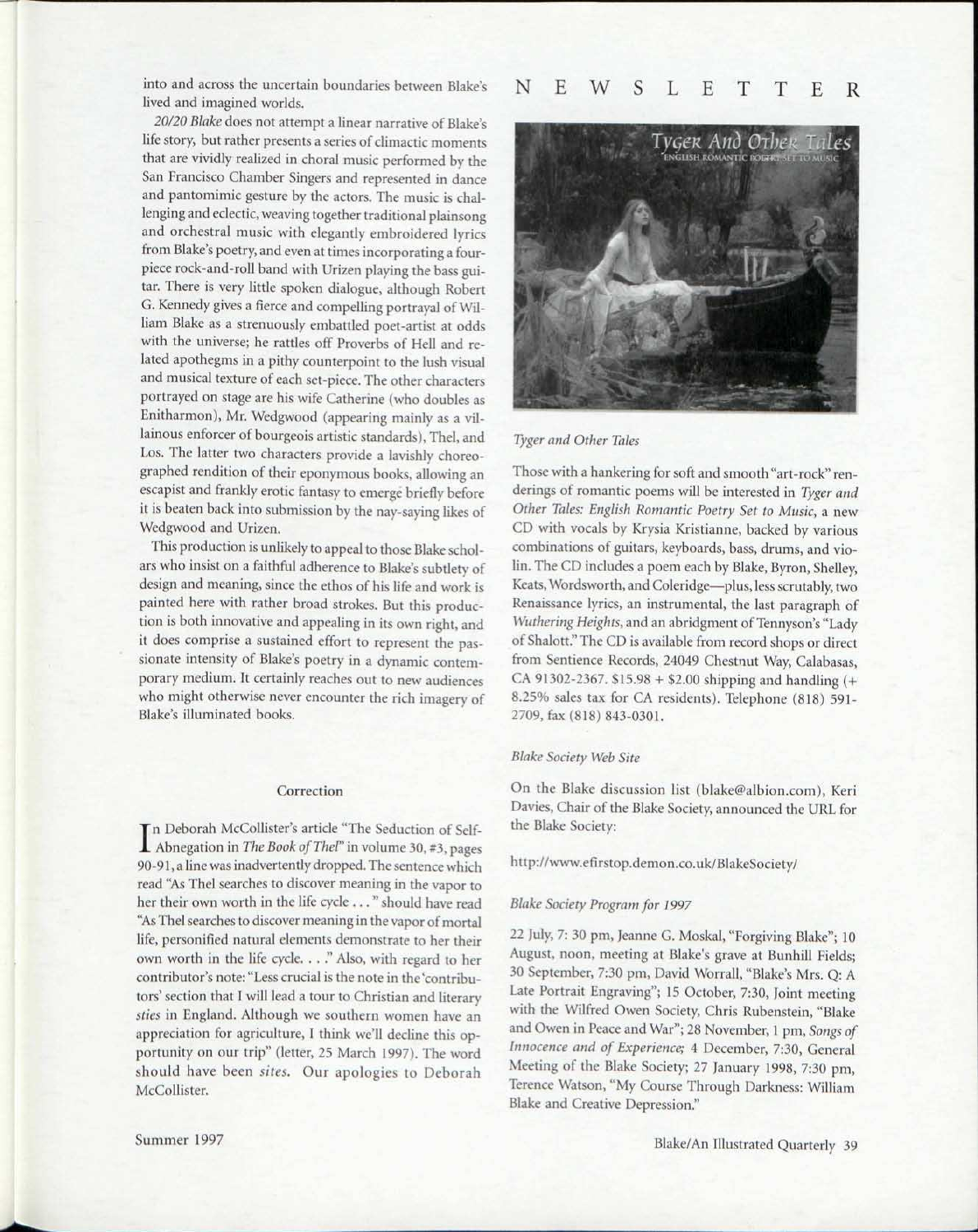into and across the uncertain boundaries between Blake's lived and imagined worlds.

*20/20 Blake* does not attempt a linear narrative of Blake's life story, but rather presents a series of climactic moments that are vividly realized in choral music performed by the San Francisco Chamber Singers and represented in dance and pantomimic gesture by the actors. The music is challenging and eclectic, weaving together traditional plainsong and orchestral music with elegantly embroidered lyrics from Blake's poetry, and even at times incorporating a four-piece rock-and-roll band with Urizen playing the bass guitar. There is very little spoken dialogue, although Robert G. Kennedy gives a fierce and compelling portrayal of William Blake as a strenuously embattled poet-artist at odds with the universe; he rattles off Proverbs of Hell and related apothegms in a pithy counterpoint to the lush visual and musical texture of each set-piece. The other characters portrayed on stage are his wife Catherine (who doubles as Enitharmon), Mr. Wedgwood (appearing mainly as a villainous enforcer of bourgeois artistic standards), Thel, and Los. The latter two characters provide a lavishly choreographed rendition of their eponymous books, allowing an escapist and frankly erotic fantasy to emerge briefly before it is beaten back into submission by the nay-saying likes of Wedgwood and Urizen.

This production is unlikely to appeal to those Blake scholars who insist on a faithful adherence to Blake's subtlety of design and meaning, since the ethos of his life and work is painted here with rather broad strokes. But this production is both innovative and appealing in its own right, and it does comprise a sustained effort to represent the passionate intensity of Blake's poetry in a dynamic contemporary medium. It certainly reaches out to new audiences who might otherwise never encounter the rich imagery of Blake's illuminated books.

### Correction

In Deborah McCollister's article "The Seduction of Self-Abnegation in *The Book of Thel*" in volume 30, #3, pages 90-91, a line was inadvertently dropped. The sentence which read "As Thel searches to discover meaning in the vapor to her their own worth in the life cycle . . ." should have read "As Thel searches to discover meaning in the vapor of mortal life, personified natural elements demonstrate to her their own worth in the life cycle. . . ." Also, with regard to her contributor's note: "Less crucial is the note in the 'contributors' section that I will lead a tour to Christian and literary *sties* in England. Although we southern women have an appreciation for agriculture, I think we'll decline this opportunity on our trip" (letter, 25 March 1997). The word should have been *sites*. Our apologies to Deborah McCollister.

## NEWSLETTER

*Tyger and Other Tales*

Those with a hankering for soft and smooth "art-rock" renderings of romantic poems will be interested in *Tyger and Other Tales: English Romantic Poetry Set to Music*, a new CD with vocals by Krysia Kristianne, backed by various combinations of guitars, keyboards, bass, drums, and violin. The CD includes a poem each by Blake, Byron, Shelley, Keats, Wordsworth, and Coleridge—plus, less scrutably, two Renaissance lyrics, an instrumental, the last paragraph of *Wuthering Heights*, and an abridgment of Tennyson's "Lady of Shalott." The CD is available from record shops or direct from Sentience Records, 24049 Chestnut Way, Calabasas, CA 91302-2367. \$15.98 + \$2.00 shipping and handling (+ 8.25% sales tax for CA residents). Telephone (818) 591-2709, fax (818) 843-0301.

### *Blake Society Web Site*

On the Blake discussion list (blake@albion.com), Keri Davies, Chair of the Blake Society, announced the URL for the Blake Society:

http://www.efirstop.demon.co.uk/BlakeSociety/

### *Blake Society Program for 1997*

22 July, 7: 30 pm, Jeanne G. Moskal, "Forgiving Blake"; 10 August, noon, meeting at Blake's grave at Bunhill Fields; 30 September, 7:30 pm, David Worrall, "Blake's Mrs. Q: A Late Portrait Engraving"; 15 October, 7:30, Joint meeting with the Wilfred Owen Society, Chris Rubenstein, "Blake and Owen in Peace and War"; 28 November, 1 pm, *Songs of Innocence and of Experience*; 4 December, 7:30, General Meeting of the Blake Society; 27 January 1998, 7:30 pm, Terence Watson, "My Course Through Darkness: William Blake and Creative Depression."